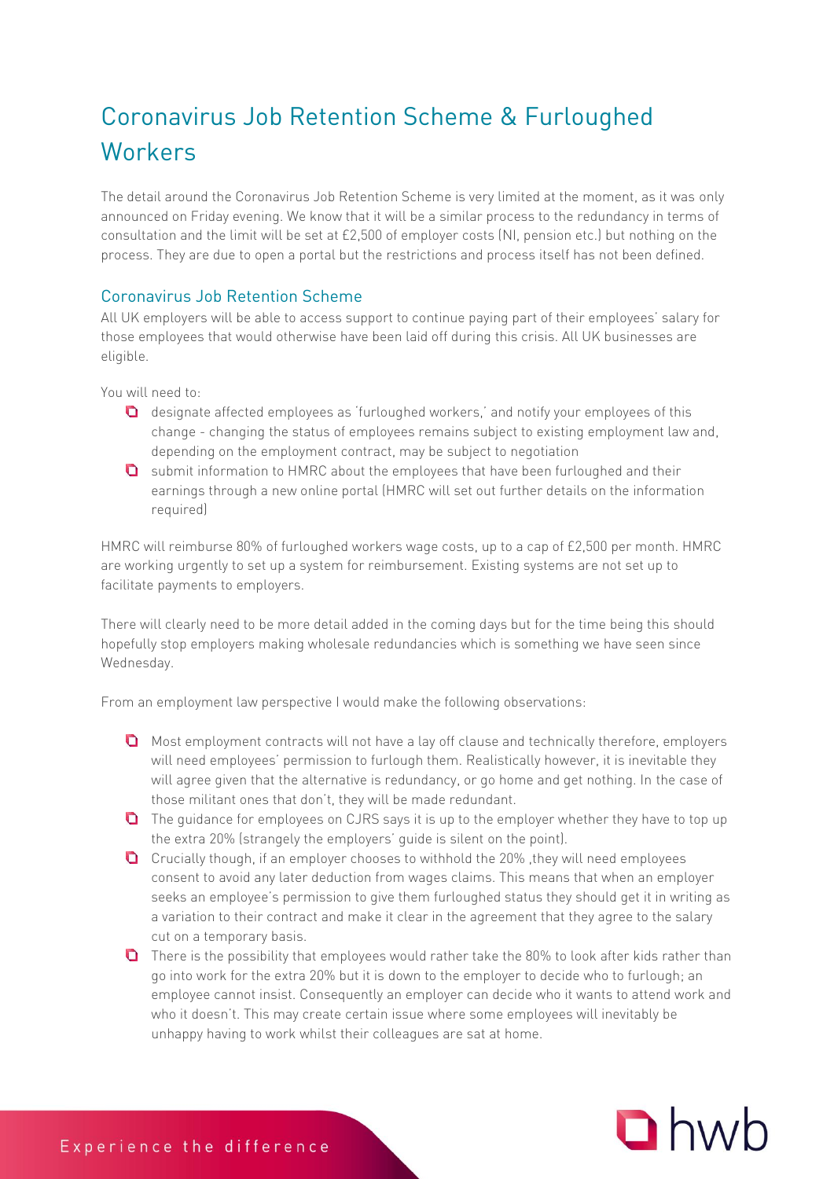# Coronavirus Job Retention Scheme & Furloughed Workers

The detail around the Coronavirus Job Retention Scheme is very limited at the moment, as it was only announced on Friday evening. We know that it will be a similar process to the redundancy in terms of consultation and the limit will be set at £2,500 of employer costs (NI, pension etc.) but nothing on the process. They are due to open a portal but the restrictions and process itself has not been defined.

## Coronavirus Job Retention Scheme

All UK employers will be able to access support to continue paying part of their employees' salary for those employees that would otherwise have been laid off during this crisis. All UK businesses are eligible.

You will need to:

- designate affected employees as 'furloughed workers,' and notify your employees of this change - changing the status of employees remains subject to existing employment law and, depending on the employment contract, may be subject to negotiation
- submit information to HMRC about the employees that have been furloughed and their earnings through a new online portal (HMRC will set out further details on the information required)

HMRC will reimburse 80% of furloughed workers wage costs, up to a cap of £2,500 per month. HMRC are working urgently to set up a system for reimbursement. Existing systems are not set up to facilitate payments to employers.

There will clearly need to be more detail added in the coming days but for the time being this should hopefully stop employers making wholesale redundancies which is something we have seen since Wednesday.

From an employment law perspective I would make the following observations:

- Most employment contracts will not have a lay off clause and technically therefore, employers will need employees' permission to furlough them. Realistically however, it is inevitable they will agree given that the alternative is redundancy, or go home and get nothing. In the case of those militant ones that don't, they will be made redundant.
- The guidance for employees on CJRS says it is up to the employer whether they have to top up the extra 20% (strangely the employers' guide is silent on the point).
- Crucially though, if an employer chooses to withhold the 20% ,they will need employees consent to avoid any later deduction from wages claims. This means that when an employer seeks an employee's permission to give them furloughed status they should get it in writing as a variation to their contract and make it clear in the agreement that they agree to the salary cut on a temporary basis.
- There is the possibility that employees would rather take the 80% to look after kids rather than go into work for the extra 20% but it is down to the employer to decide who to furlough; an employee cannot insist. Consequently an employer can decide who it wants to attend work and who it doesn't. This may create certain issue where some employees will inevitably be unhappy having to work whilst their colleagues are sat at home.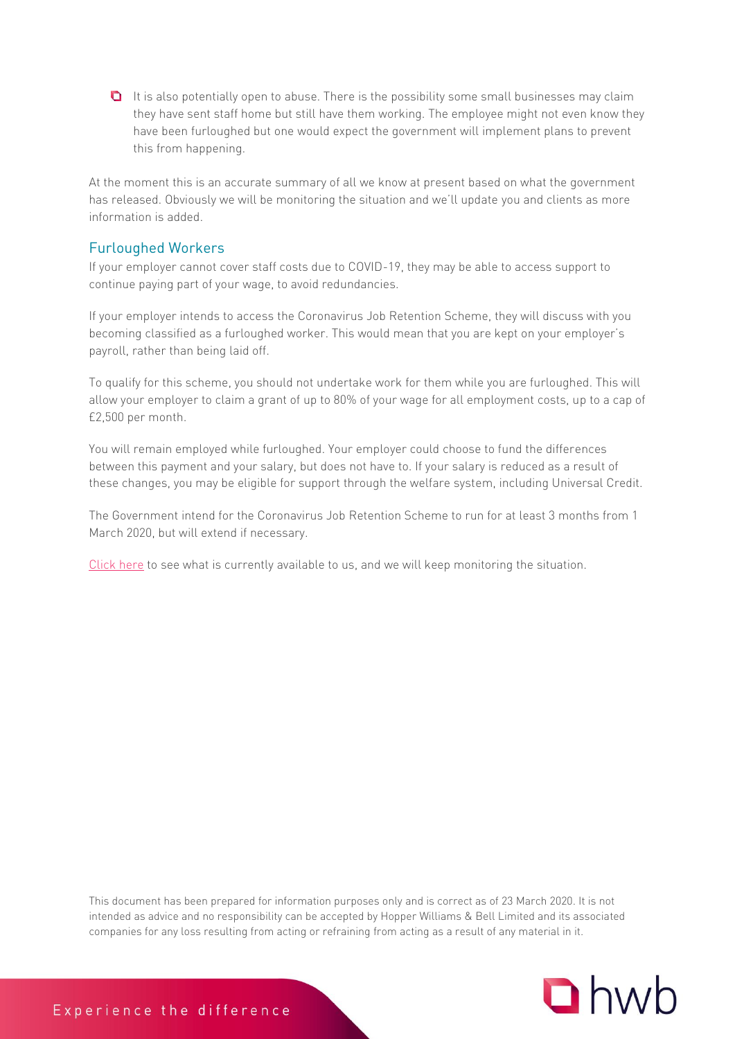- It is also potentially open to abuse. There is the possibility some small businesses may claim they have sent staff home but still have them working. The employee might not even know they have been furloughed but one would expect the government will implement plans to prevent this from happening.

At the moment this is an accurate summary of all we know at present based on what the government has released. Obviously we will be monitoring the situation and we'll update you and clients as more information is added.

## Furloughed Workers

If your employer cannot cover staff costs due to COVID-19, they may be able to access support to continue paying part of your wage, to avoid redundancies.

If your employer intends to access the Coronavirus Job Retention Scheme, they will discuss with you becoming classified as a furloughed worker. This would mean that you are kept on your employer's payroll, rather than being laid off.

To qualify for this scheme, you should not undertake work for them while you are furloughed. This will allow your employer to claim a grant of up to 80% of your wage for all employment costs, up to a cap of £2,500 per month.

You will remain employed while furloughed. Your employer could choose to fund the differences between this payment and your salary, but does not have to. If your salary is reduced as a result of these changes, you may be eligible for support through the welfare system, including Universal Credit.

The Government intend for the Coronavirus Job Retention Scheme to run for at least 3 months from 1 March 2020, but will extend if necessary.

Click here to see what is currently available to us, and we will keep monitoring the situation.

This document has been prepared for information purposes only and is correct as of 23 March 2020. It is not intended as advice and no responsibility can be accepted by Hopper Williams & Bell Limited and its associated companies for any loss resulting from acting or refraining from acting as a result of any material in it.

Experience the difference

hwb